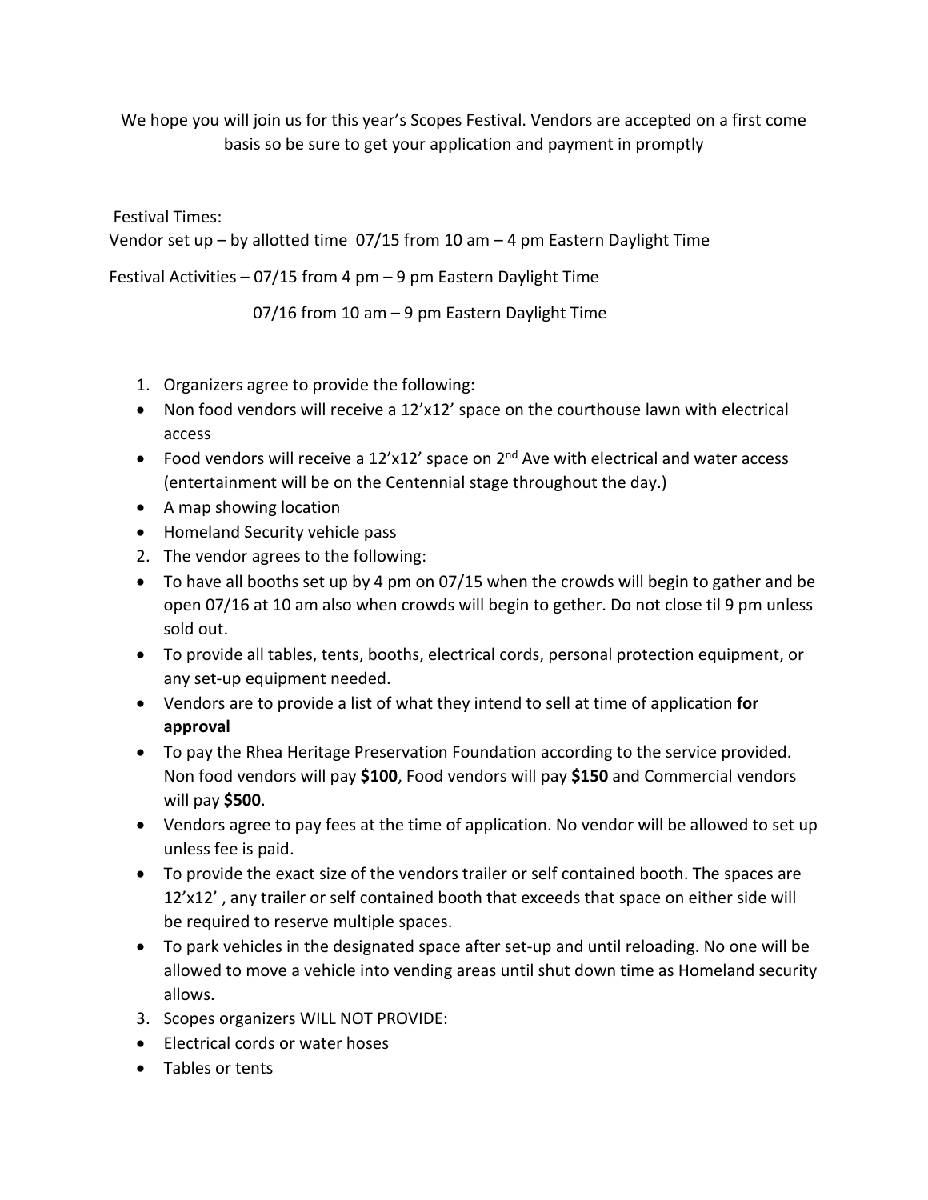We hope you will join us for this year's Scopes Festival. Vendors are accepted on a first come basis so be sure to get your application and payment in promptly

Festival Times:

Vendor set up – by allotted time 07/15 from 10 am – 4 pm Eastern Daylight Time

Festival Activities – 07/15 from 4 pm – 9 pm Eastern Daylight Time

07/16 from 10 am – 9 pm Eastern Daylight Time

1. Organizers agree to provide the following:
- Non food vendors will receive a 12'x12' space on the courthouse lawn with electrical access
- Food vendors will receive a 12'x12' space on 2nd Ave with electrical and water access (entertainment will be on the Centennial stage throughout the day.)
- A map showing location
- Homeland Security vehicle pass
2. The vendor agrees to the following:
- To have all booths set up by 4 pm on 07/15 when the crowds will begin to gather and be open 07/16 at 10 am also when crowds will begin to gether. Do not close til 9 pm unless sold out.
- To provide all tables, tents, booths, electrical cords, personal protection equipment, or any set-up equipment needed.
- Vendors are to provide a list of what they intend to sell at time of application **for approval**
- To pay the Rhea Heritage Preservation Foundation according to the service provided. Non food vendors will pay **$100**, Food vendors will pay **$150** and Commercial vendors will pay **$500**.
- Vendors agree to pay fees at the time of application. No vendor will be allowed to set up unless fee is paid.
- To provide the exact size of the vendors trailer or self contained booth. The spaces are 12'x12' , any trailer or self contained booth that exceeds that space on either side will be required to reserve multiple spaces.
- To park vehicles in the designated space after set-up and until reloading. No one will be allowed to move a vehicle into vending areas until shut down time as Homeland security allows.
3. Scopes organizers WILL NOT PROVIDE:
- Electrical cords or water hoses
- Tables or tents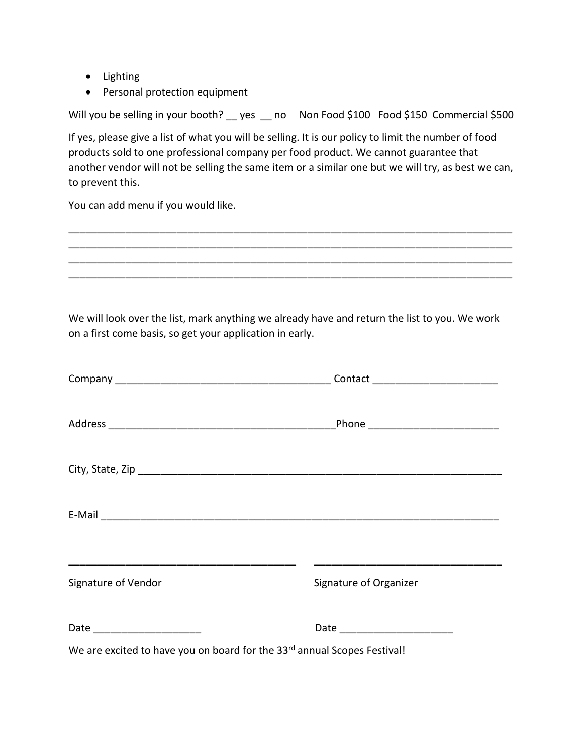- Lighting
- Personal protection equipment

Will you be selling in your booth? __ yes __ no Non Food $100 Food $150 Commercial $500

If yes, please give a list of what you will be selling. It is our policy to limit the number of food products sold to one professional company per food product. We cannot guarantee that another vendor will not be selling the same item or a similar one but we will try, as best we can, to prevent this.

You can add menu if you would like.

________________________________________________________________________________
________________________________________________________________________________
________________________________________________________________________________
________________________________________________________________________________

We will look over the list, mark anything we already have and return the list to you. We work on a first come basis, so get your application in early.

Company ______________________________________ Contact ______________________

Address ________________________________________Phone ______________________

City, State, Zip ____________________________________________________________

E-Mail ____________________________________________________________________

_________________________________________ _________________________________

Signature of Vendor Signature of Organizer

Date ___________________ Date ____________________

We are excited to have you on board for the 33rd annual Scopes Festival!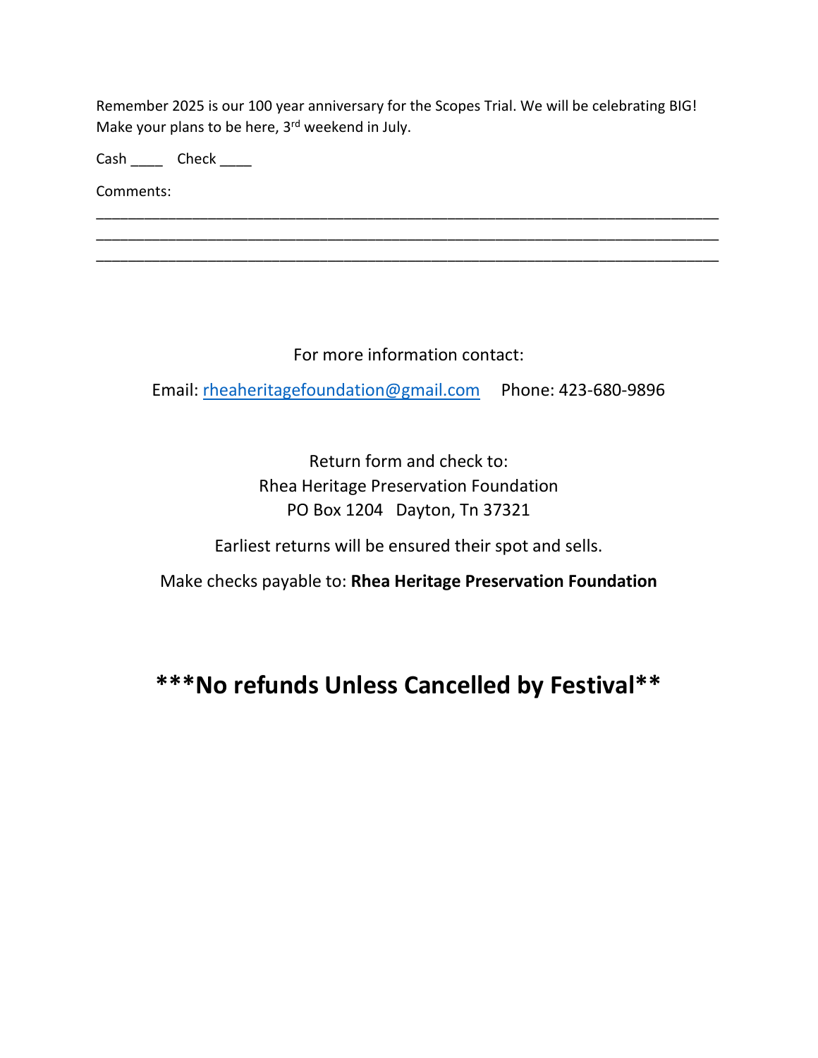Remember 2025 is our 100 year anniversary for the Scopes Trial. We will be celebrating BIG! Make your plans to be here, 3rd weekend in July.

Cash ____ Check ____

Comments:

______________________________________________________________________________
______________________________________________________________________________
______________________________________________________________________________

For more information contact:

Email: rheaheritagefoundation@gmail.com Phone: 423-680-9896

Return form and check to:
Rhea Heritage Preservation Foundation
PO Box 1204 Dayton, Tn 37321

Earliest returns will be ensured their spot and sells.

Make checks payable to: **Rhea Heritage Preservation Foundation**

## ***No refunds Unless Cancelled by Festival**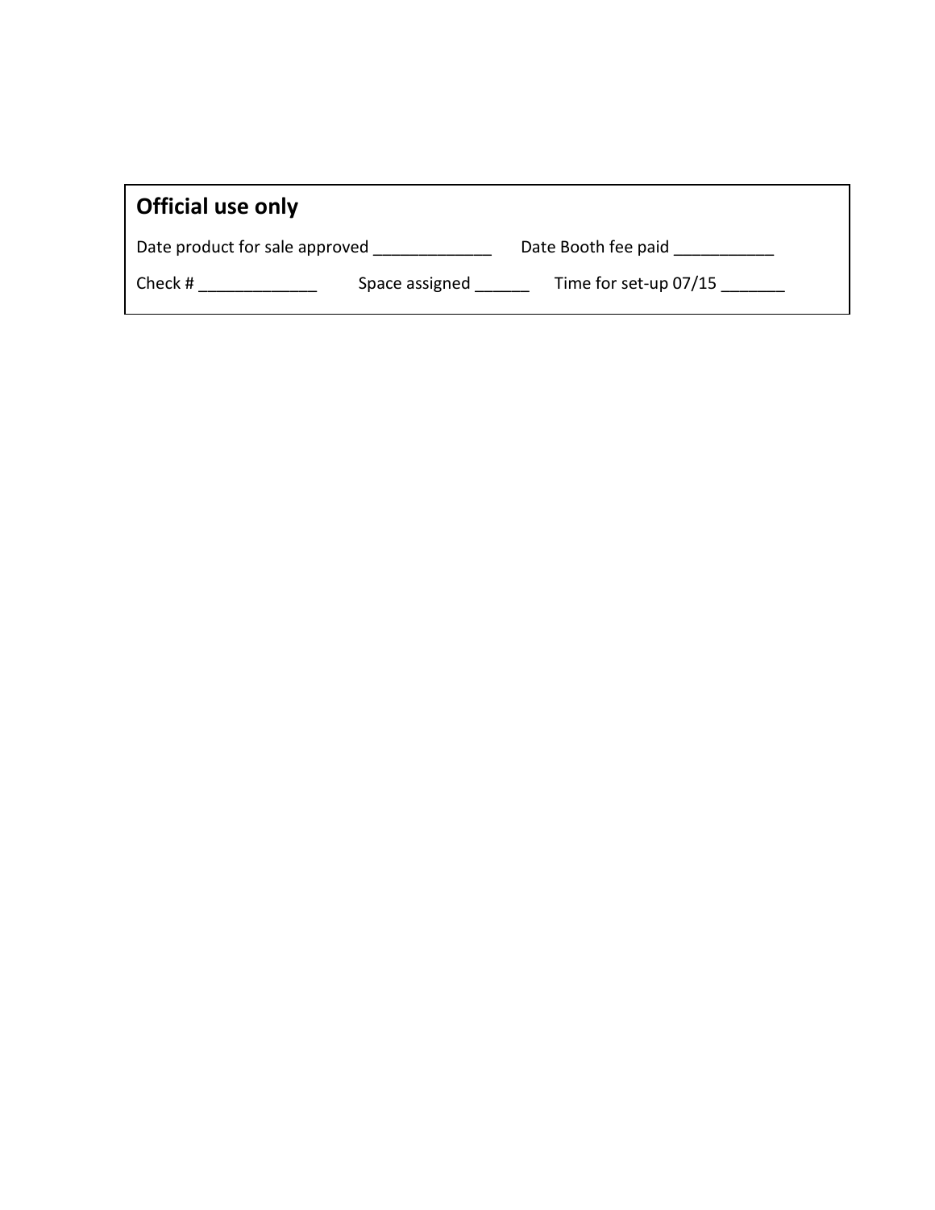## Official use only

Date product for sale approved _____________ Date Booth fee paid ___________

Check # _____________ Space assigned ______ Time for set-up 07/15 _______